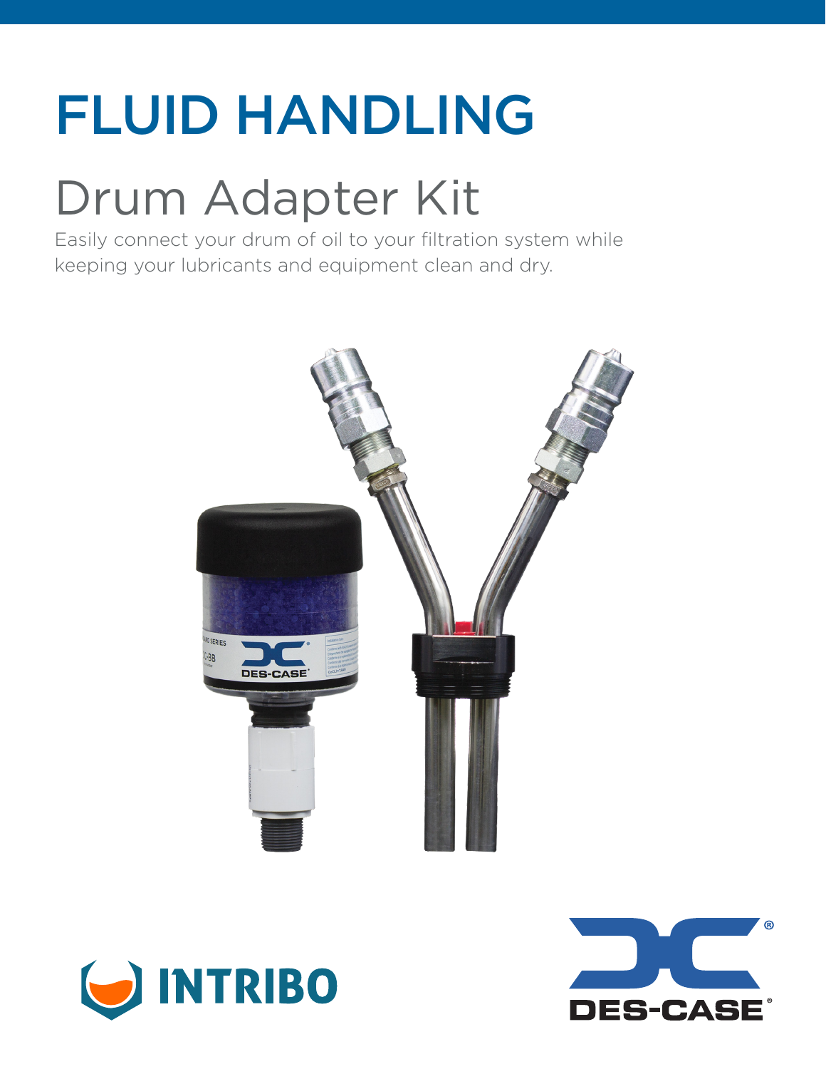# FLUID HANDLING

## Drum Adapter Kit

Easily connect your drum of oil to your filtration system while keeping your lubricants and equipment clean and dry.

INTRIBO

DES-CASE®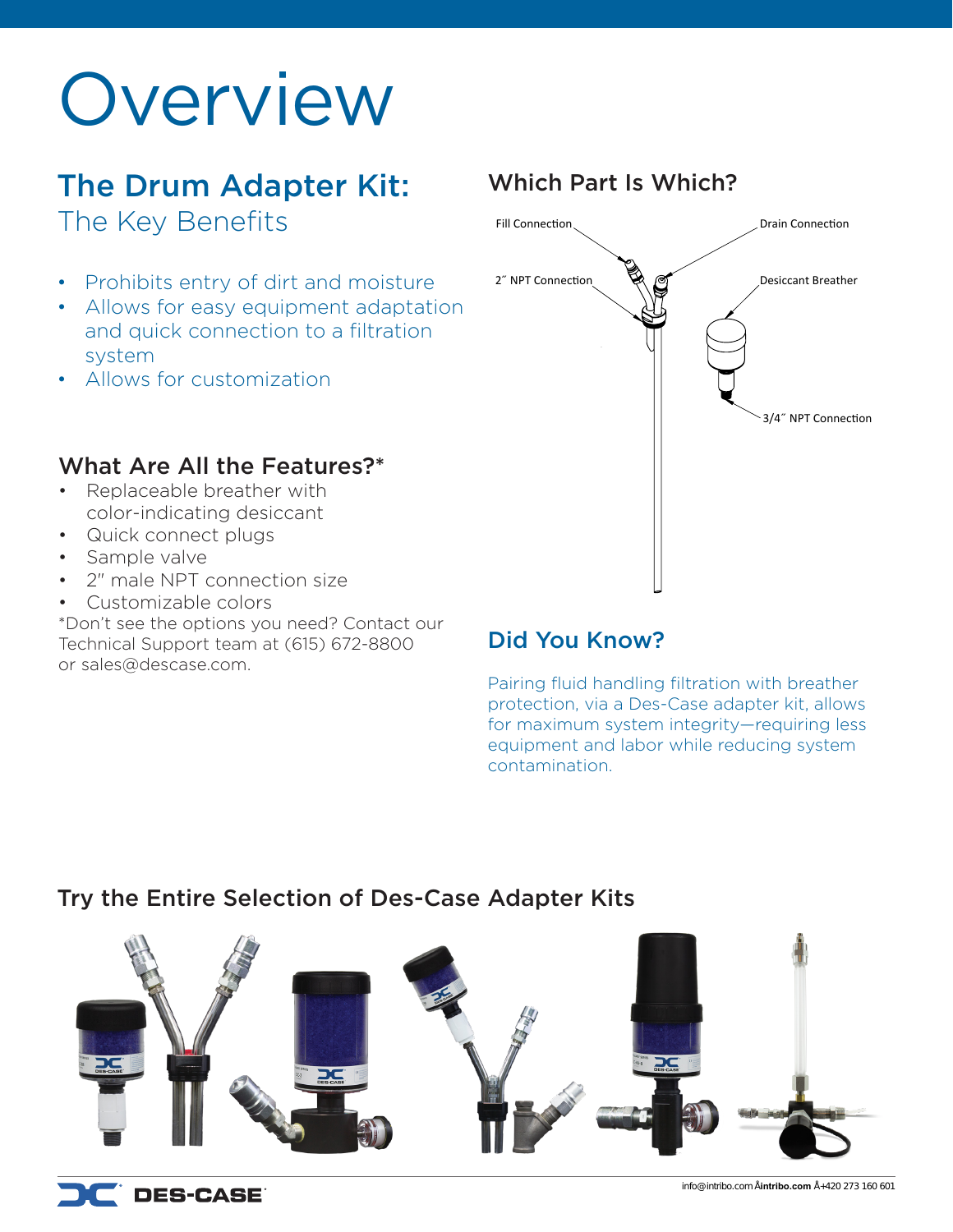# Overview

## The Drum Adapter Kit:

### The Key Benefits

- Prohibits entry of dirt and moisture
- Allows for easy equipment adaptation and quick connection to a filtration system
- Allows for customization

### What Are All the Features?*

- Replaceable breather with color-indicating desiccant
- Quick connect plugs
- Sample valve
- 2" male NPT connection size
- Customizable colors

*Don't see the options you need? Contact our Technical Support team at (615) 672-8800 or sales@descase.com.

### Which Part Is Which?

Fill Connection

Drain Connection

2˝ NPT Connection

Desiccant Breather

3/4˝ NPT Connection

### Did You Know?

Pairing fluid handling filtration with breather protection, via a Des-Case adapter kit, allows for maximum system integrity—requiring less equipment and labor while reducing system contamination.

### Try the Entire Selection of Des-Case Adapter Kits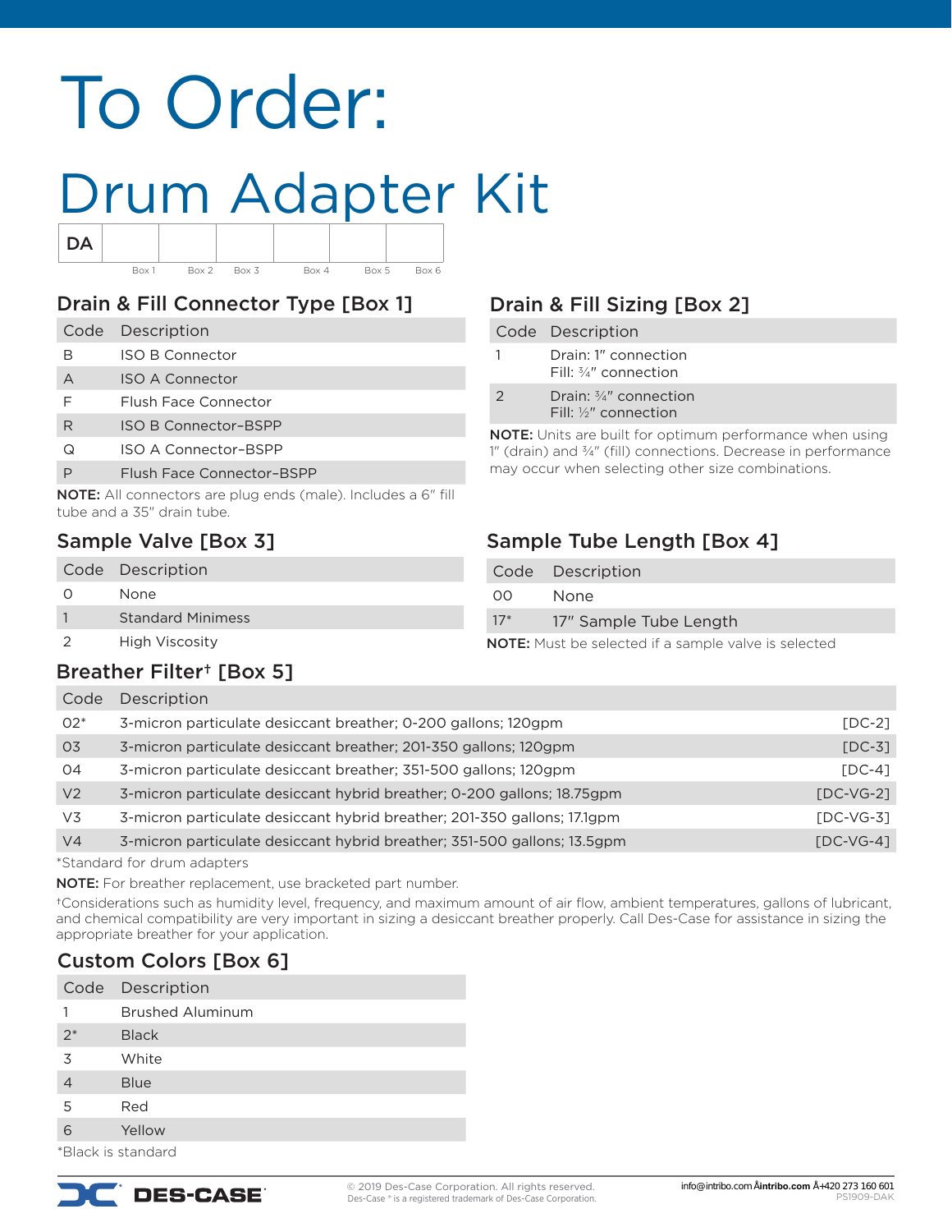# To Order:

## Drum Adapter Kit

| DA | | | | | | |
|---|---|---|---|---|---|---|
| | Box 1 | Box 2 | Box 3 | Box 4 | Box 5 | Box 6 |

### Drain & Fill Connector Type [Box 1]

| Code | Description |
|---|---|
| B | ISO B Connector |
| A | ISO A Connector |
| F | Flush Face Connector |
| R | ISO B Connector–BSPP |
| Q | ISO A Connector–BSPP |
| P | Flush Face Connector–BSPP |

**NOTE:** All connectors are plug ends (male). Includes a 6" fill tube and a 35" drain tube.

### Drain & Fill Sizing [Box 2]

| Code | Description |
|---|---|
| 1 | Drain: 1" connection<br>Fill: ¾" connection |
| 2 | Drain: ¾" connection<br>Fill: ½" connection |

**NOTE:** Units are built for optimum performance when using 1" (drain) and ¾" (fill) connections. Decrease in performance may occur when selecting other size combinations.

### Sample Valve [Box 3]

| Code | Description |
|---|---|
| 0 | None |
| 1 | Standard Minimess |
| 2 | High Viscosity |

### Sample Tube Length [Box 4]

| Code | Description |
|---|---|
| 00 | None |
| 17* | 17" Sample Tube Length |

**NOTE:** Must be selected if a sample valve is selected

### Breather Filter† [Box 5]

| Code | Description | |
|---|---|---|
| 02* | 3-micron particulate desiccant breather; 0-200 gallons; 120gpm | [DC-2] |
| 03 | 3-micron particulate desiccant breather; 201-350 gallons; 120gpm | [DC-3] |
| 04 | 3-micron particulate desiccant breather; 351-500 gallons; 120gpm | [DC-4] |
| V2 | 3-micron particulate desiccant hybrid breather; 0-200 gallons; 18.75gpm | [DC-VG-2] |
| V3 | 3-micron particulate desiccant hybrid breather; 201-350 gallons; 17.1gpm | [DC-VG-3] |
| V4 | 3-micron particulate desiccant hybrid breather; 351-500 gallons; 13.5gpm | [DC-VG-4] |

*Standard for drum adapters

**NOTE:** For breather replacement, use bracketed part number.

†Considerations such as humidity level, frequency, and maximum amount of air flow, ambient temperatures, gallons of lubricant, and chemical compatibility are very important in sizing a desiccant breather properly. Call Des-Case for assistance in sizing the appropriate breather for your application.

### Custom Colors [Box 6]

| Code | Description |
|---|---|
| 1 | Brushed Aluminum |
| 2* | Black |
| 3 | White |
| 4 | Blue |
| 5 | Red |
| 6 | Yellow |

*Black is standard

DES-CASE

© 2019 Des-Case Corporation. All rights reserved.
Des-Case ® is a registered trademark of Des-Case Corporation.

info@intribo.com Åintribo.com Å+420 273 160 601
PS1909-DAK